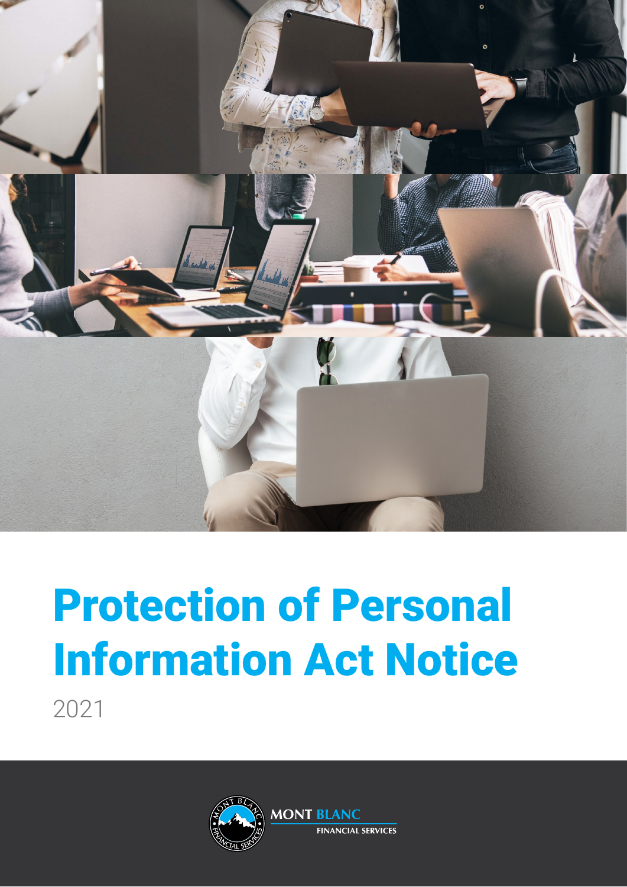# Protection of Personal Information Act Notice

2021

MONT BLANC
FINANCIAL SERVICES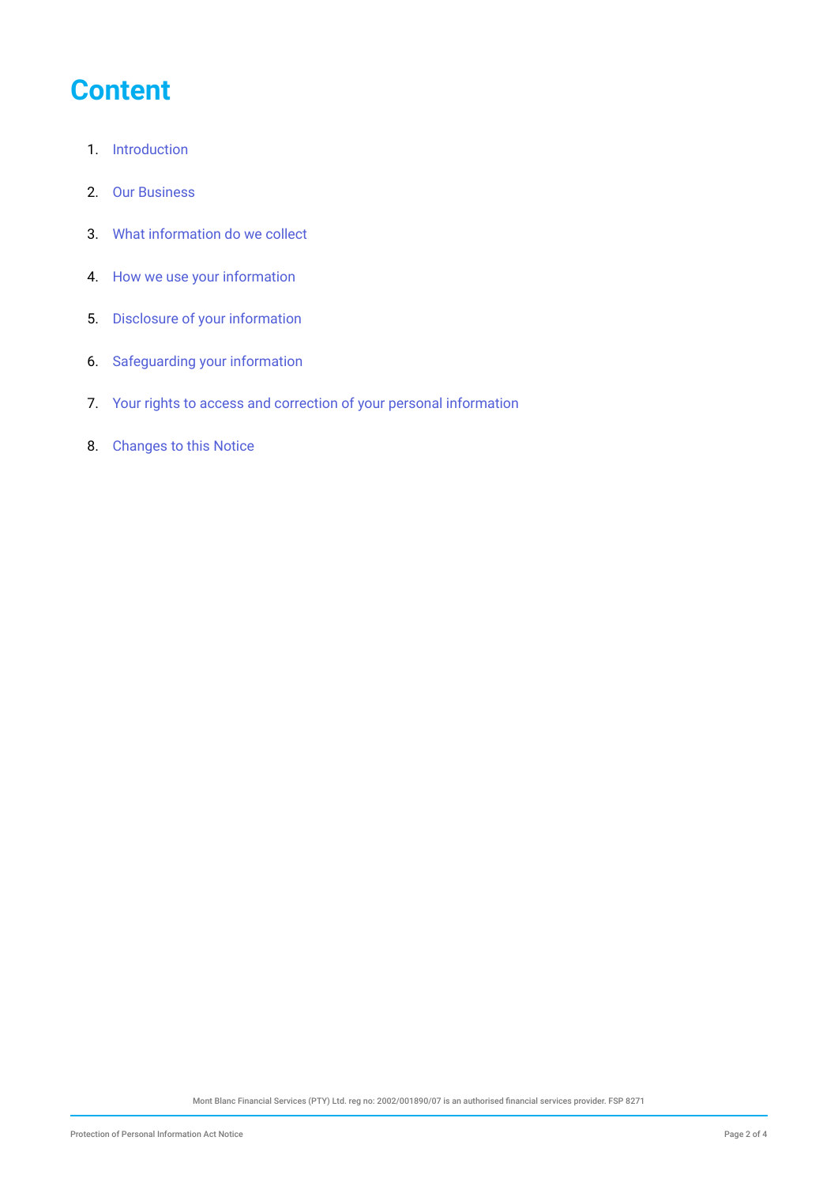# Content

1. Introduction
2. Our Business
3. What information do we collect
4. How we use your information
5. Disclosure of your information
6. Safeguarding your information
7. Your rights to access and correction of your personal information
8. Changes to this Notice

Mont Blanc Financial Services (PTY) Ltd. reg no: 2002/001890/07 is an authorised financial services provider. FSP 8271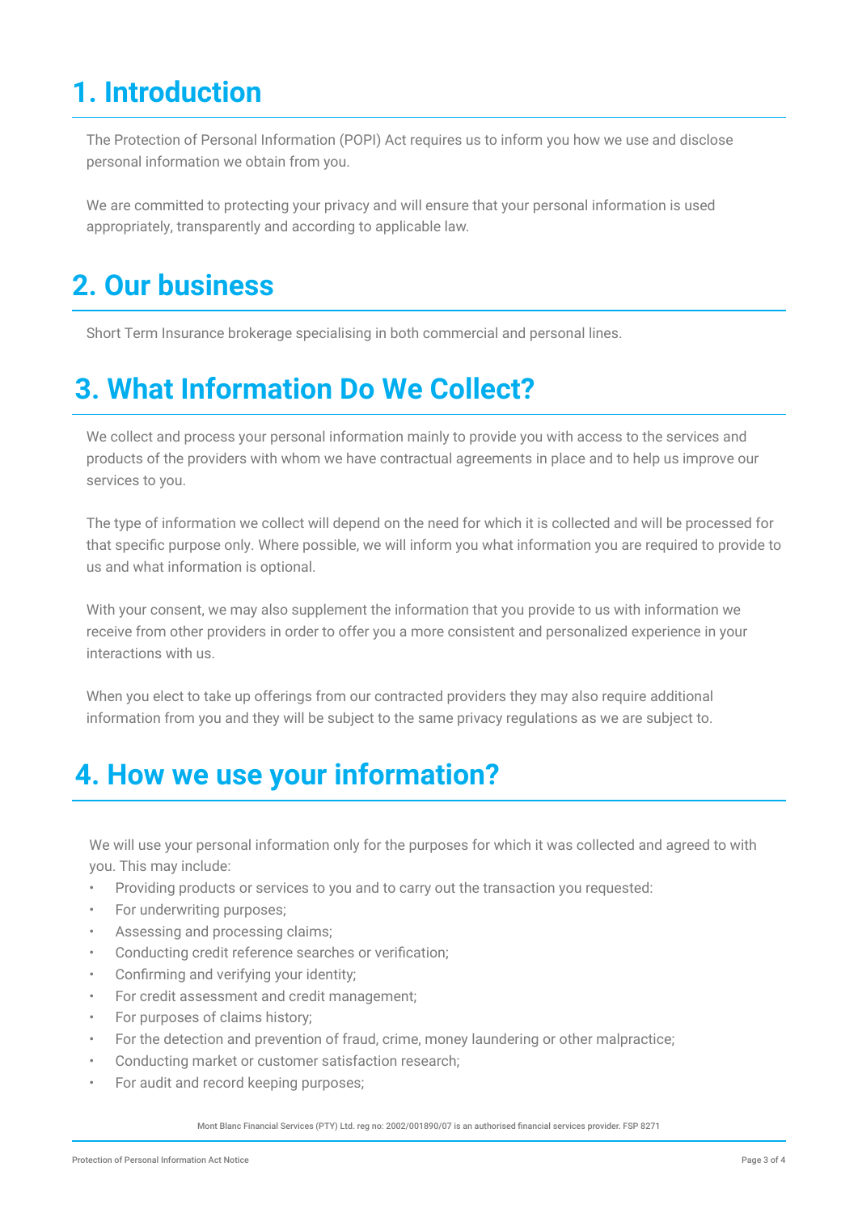# 1. Introduction

The Protection of Personal Information (POPI) Act requires us to inform you how we use and disclose personal information we obtain from you.

We are committed to protecting your privacy and will ensure that your personal information is used appropriately, transparently and according to applicable law.

# 2. Our business

Short Term Insurance brokerage specialising in both commercial and personal lines.

# 3. What Information Do We Collect?

We collect and process your personal information mainly to provide you with access to the services and products of the providers with whom we have contractual agreements in place and to help us improve our services to you.

The type of information we collect will depend on the need for which it is collected and will be processed for that specific purpose only. Where possible, we will inform you what information you are required to provide to us and what information is optional.

With your consent, we may also supplement the information that you provide to us with information we receive from other providers in order to offer you a more consistent and personalized experience in your interactions with us.

When you elect to take up offerings from our contracted providers they may also require additional information from you and they will be subject to the same privacy regulations as we are subject to.

# 4. How we use your information?

We will use your personal information only for the purposes for which it was collected and agreed to with you. This may include:

- Providing products or services to you and to carry out the transaction you requested:
- For underwriting purposes;
- Assessing and processing claims;
- Conducting credit reference searches or verification;
- Confirming and verifying your identity;
- For credit assessment and credit management;
- For purposes of claims history;
- For the detection and prevention of fraud, crime, money laundering or other malpractice;
- Conducting market or customer satisfaction research;
- For audit and record keeping purposes;

Mont Blanc Financial Services (PTY) Ltd. reg no: 2002/001890/07 is an authorised financial services provider. FSP 8271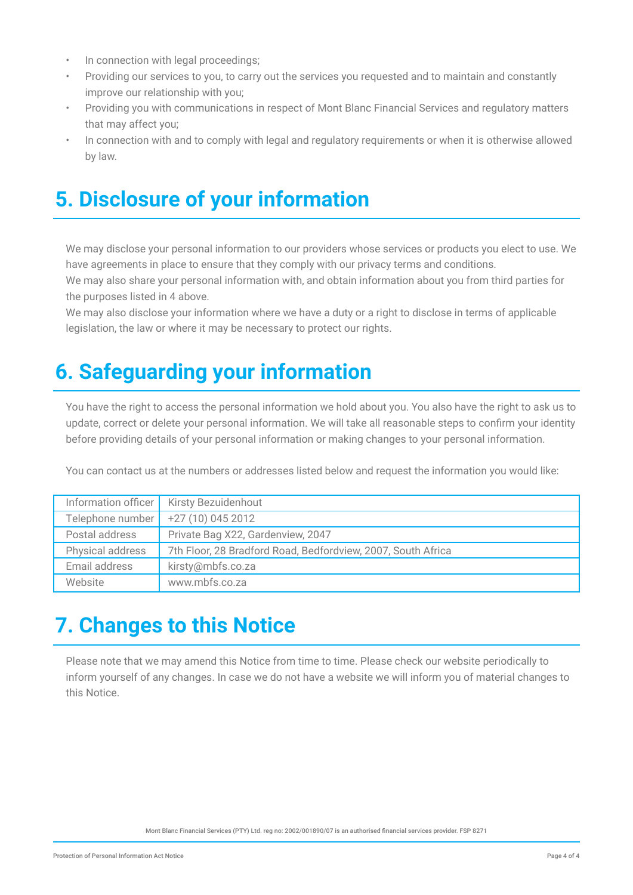- In connection with legal proceedings;
- Providing our services to you, to carry out the services you requested and to maintain and constantly improve our relationship with you;
- Providing you with communications in respect of Mont Blanc Financial Services and regulatory matters that may affect you;
- In connection with and to comply with legal and regulatory requirements or when it is otherwise allowed by law.

# 5. Disclosure of your information

We may disclose your personal information to our providers whose services or products you elect to use. We have agreements in place to ensure that they comply with our privacy terms and conditions.
We may also share your personal information with, and obtain information about you from third parties for the purposes listed in 4 above.
We may also disclose your information where we have a duty or a right to disclose in terms of applicable legislation, the law or where it may be necessary to protect our rights.

# 6. Safeguarding your information

You have the right to access the personal information we hold about you. You also have the right to ask us to update, correct or delete your personal information. We will take all reasonable steps to confirm your identity before providing details of your personal information or making changes to your personal information.

You can contact us at the numbers or addresses listed below and request the information you would like:

| | |
|---|---|
| Information officer | Kirsty Bezuidenhout |
| Telephone number | +27 (10) 045 2012 |
| Postal address | Private Bag X22, Gardenview, 2047 |
| Physical address | 7th Floor, 28 Bradford Road, Bedfordview, 2007, South Africa |
| Email address | kirsty@mbfs.co.za |
| Website | www.mbfs.co.za |

# 7. Changes to this Notice

Please note that we may amend this Notice from time to time. Please check our website periodically to inform yourself of any changes. In case we do not have a website we will inform you of material changes to this Notice.

Mont Blanc Financial Services (PTY) Ltd. reg no: 2002/001890/07 is an authorised financial services provider. FSP 8271